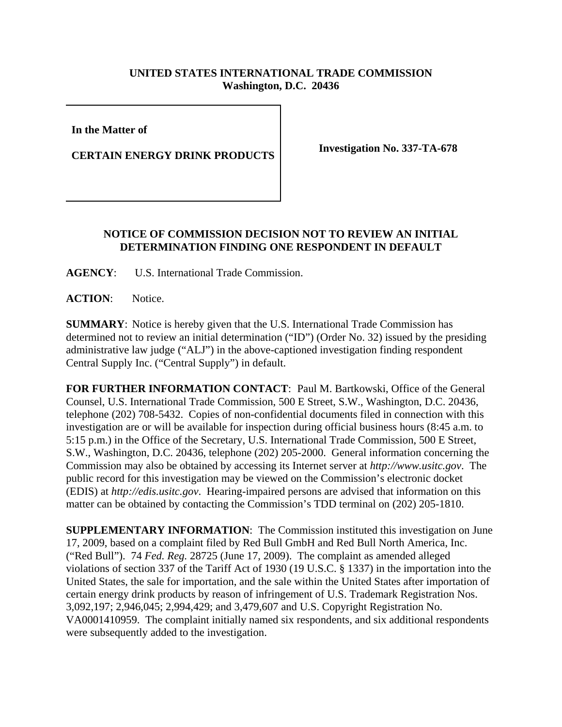**UNITED STATES INTERNATIONAL TRADE COMMISSION**
**Washington, D.C. 20436**

**In the Matter of**

**CERTAIN ENERGY DRINK PRODUCTS**

**Investigation No. 337-TA-678**

## NOTICE OF COMMISSION DECISION NOT TO REVIEW AN INITIAL DETERMINATION FINDING ONE RESPONDENT IN DEFAULT

**AGENCY**: U.S. International Trade Commission.

**ACTION**: Notice.

**SUMMARY**: Notice is hereby given that the U.S. International Trade Commission has determined not to review an initial determination ("ID") (Order No. 32) issued by the presiding administrative law judge ("ALJ") in the above-captioned investigation finding respondent Central Supply Inc. ("Central Supply") in default.

**FOR FURTHER INFORMATION CONTACT**: Paul M. Bartkowski, Office of the General Counsel, U.S. International Trade Commission, 500 E Street, S.W., Washington, D.C. 20436, telephone (202) 708-5432. Copies of non-confidential documents filed in connection with this investigation are or will be available for inspection during official business hours (8:45 a.m. to 5:15 p.m.) in the Office of the Secretary, U.S. International Trade Commission, 500 E Street, S.W., Washington, D.C. 20436, telephone (202) 205-2000. General information concerning the Commission may also be obtained by accessing its Internet server at *http://www.usitc.gov*. The public record for this investigation may be viewed on the Commission's electronic docket (EDIS) at *http://edis.usitc.gov*. Hearing-impaired persons are advised that information on this matter can be obtained by contacting the Commission's TDD terminal on (202) 205-1810.

**SUPPLEMENTARY INFORMATION**: The Commission instituted this investigation on June 17, 2009, based on a complaint filed by Red Bull GmbH and Red Bull North America, Inc. ("Red Bull"). 74 *Fed. Reg.* 28725 (June 17, 2009). The complaint as amended alleged violations of section 337 of the Tariff Act of 1930 (19 U.S.C. § 1337) in the importation into the United States, the sale for importation, and the sale within the United States after importation of certain energy drink products by reason of infringement of U.S. Trademark Registration Nos. 3,092,197; 2,946,045; 2,994,429; and 3,479,607 and U.S. Copyright Registration No. VA0001410959. The complaint initially named six respondents, and six additional respondents were subsequently added to the investigation.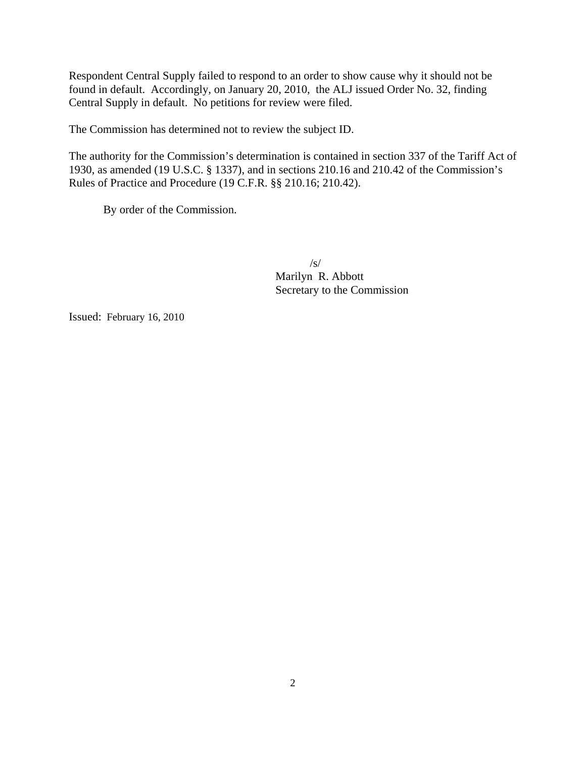Respondent Central Supply failed to respond to an order to show cause why it should not be found in default. Accordingly, on January 20, 2010, the ALJ issued Order No. 32, finding Central Supply in default. No petitions for review were filed.

The Commission has determined not to review the subject ID.

The authority for the Commission's determination is contained in section 337 of the Tariff Act of 1930, as amended (19 U.S.C. § 1337), and in sections 210.16 and 210.42 of the Commission's Rules of Practice and Procedure (19 C.F.R. §§ 210.16; 210.42).

By order of the Commission.

/s/
Marilyn R. Abbott
Secretary to the Commission

Issued: February 16, 2010